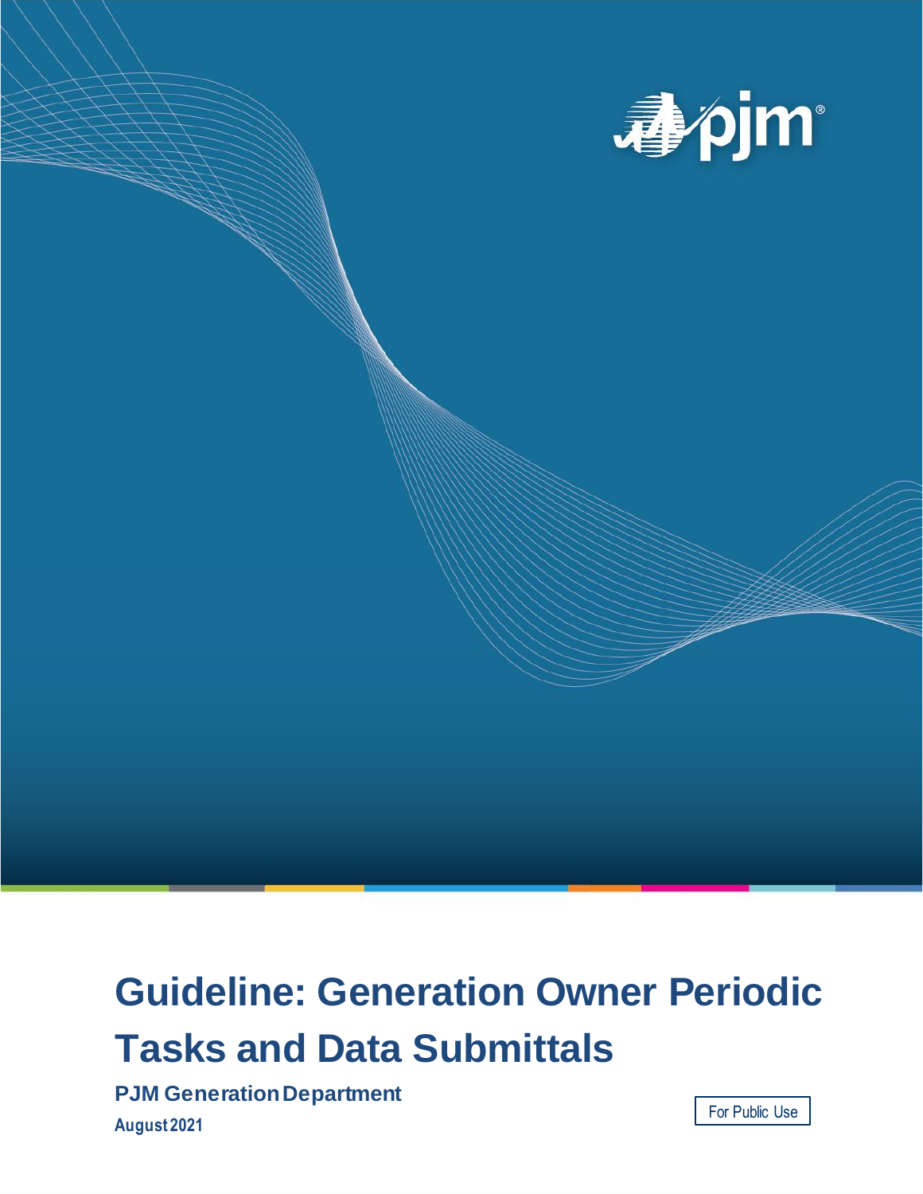# Guideline: Generation Owner Periodic Tasks and Data Submittals

**PJM Generation Department**

**August 2021**

For Public Use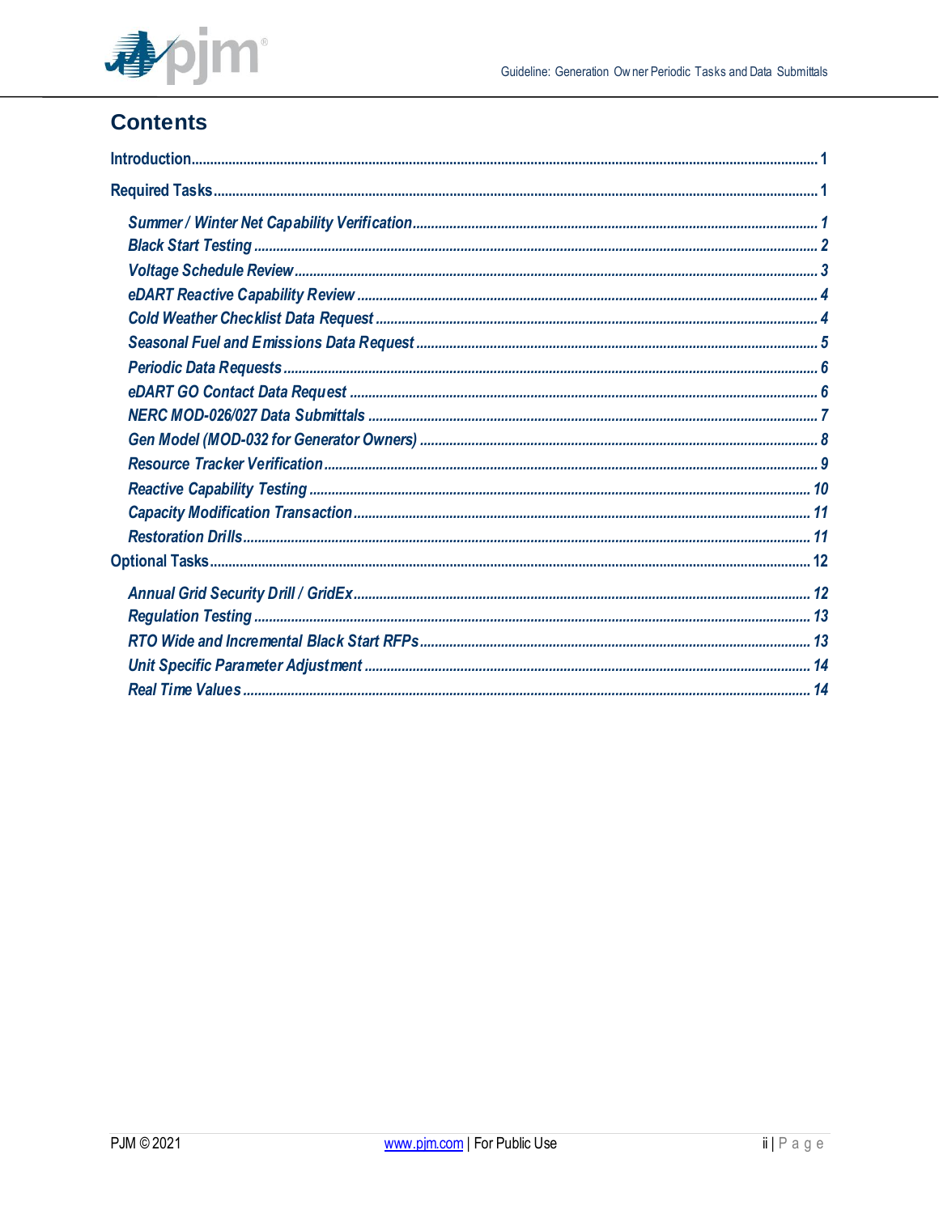## Contents

Introduction.................................................................................................................................. 1

Required Tasks............................................................................................................................ 1

*Summer / Winter Net Capability Verification*............................................................................. 1
*Black Start Testing*..................................................................................................................... 2
*Voltage Schedule Review*............................................................................................................ 3
*eDART Reactive Capability Review*............................................................................................ 4
*Cold Weather Checklist Data Request*........................................................................................ 4
*Seasonal Fuel and Emissions Data Request*................................................................................ 5
*Periodic Data Requests*.............................................................................................................. 6
*eDART GO Contact Data Request*.............................................................................................. 6
*NERC MOD-026/027 Data Submittals*......................................................................................... 7
*Gen Model (MOD-032 for Generator Owners)*............................................................................ 8
*Resource Tracker Verification*..................................................................................................... 9
*Reactive Capability Testing*...................................................................................................... 10
*Capacity Modification Transaction*............................................................................................ 11
*Restoration Drills*....................................................................................................................... 11

Optional Tasks........................................................................................................................... 12

*Annual Grid Security Drill / GridEx*........................................................................................... 12
*Regulation Testing*.................................................................................................................... 13
*RTO Wide and Incremental Black Start RFPs*............................................................................ 13
*Unit Specific Parameter Adjustment*.......................................................................................... 14
*Real Time Values*...................................................................................................................... 14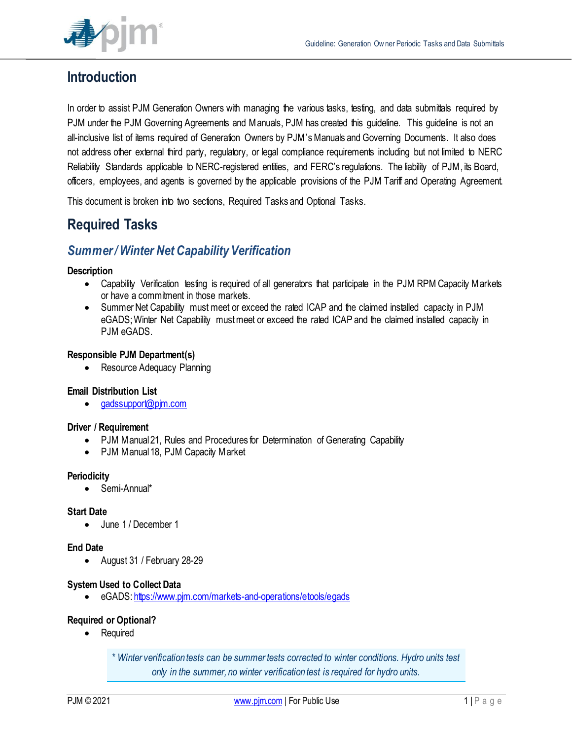# Introduction

In order to assist PJM Generation Owners with managing the various tasks, testing, and data submittals required by PJM under the PJM Governing Agreements and Manuals, PJM has created this guideline. This guideline is not an all-inclusive list of items required of Generation Owners by PJM's Manuals and Governing Documents. It also does not address other external third party, regulatory, or legal compliance requirements including but not limited to NERC Reliability Standards applicable to NERC-registered entities, and FERC's regulations. The liability of PJM, its Board, officers, employees, and agents is governed by the applicable provisions of the PJM Tariff and Operating Agreement.

This document is broken into two sections, Required Tasks and Optional Tasks.

# Required Tasks

## *Summer / Winter Net Capability Verification*

**Description**

- Capability Verification testing is required of all generators that participate in the PJM RPM Capacity Markets or have a commitment in those markets.
- Summer Net Capability must meet or exceed the rated ICAP and the claimed installed capacity in PJM eGADS; Winter Net Capability must meet or exceed the rated ICAP and the claimed installed capacity in PJM eGADS.

**Responsible PJM Department(s)**

- Resource Adequacy Planning

**Email Distribution List**

- gadssupport@pjm.com

**Driver / Requirement**

- PJM Manual 21, Rules and Procedures for Determination of Generating Capability
- PJM Manual 18, PJM Capacity Market

**Periodicity**

- Semi-Annual*

**Start Date**

- June 1 / December 1

**End Date**

- August 31 / February 28-29

**System Used to Collect Data**

- eGADS: https://www.pjm.com/markets-and-operations/etools/egads

**Required or Optional?**

- Required

> *\* Winter verification tests can be summer tests corrected to winter conditions. Hydro units test only in the summer, no winter verification test is required for hydro units.*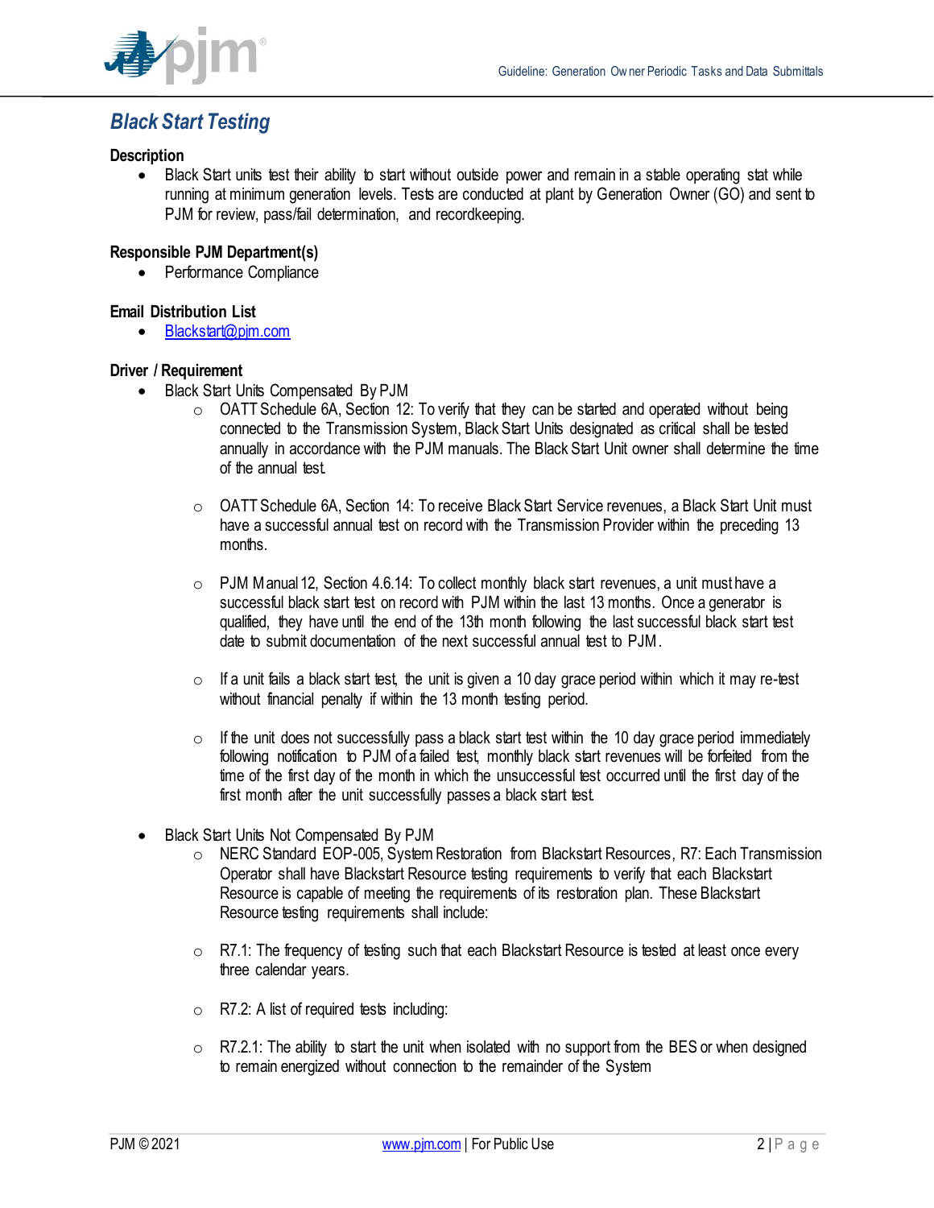## *Black Start Testing*

**Description**

- Black Start units test their ability to start without outside power and remain in a stable operating stat while running at minimum generation levels. Tests are conducted at plant by Generation Owner (GO) and sent to PJM for review, pass/fail determination, and recordkeeping.

**Responsible PJM Department(s)**

- Performance Compliance

**Email Distribution List**

- [Blackstart@pjm.com](mailto:Blackstart@pjm.com)

**Driver / Requirement**

- Black Start Units Compensated By PJM
  - OATT Schedule 6A, Section 12: To verify that they can be started and operated without being connected to the Transmission System, Black Start Units designated as critical shall be tested annually in accordance with the PJM manuals. The Black Start Unit owner shall determine the time of the annual test.
  - OATT Schedule 6A, Section 14: To receive Black Start Service revenues, a Black Start Unit must have a successful annual test on record with the Transmission Provider within the preceding 13 months.
  - PJM Manual 12, Section 4.6.14: To collect monthly black start revenues, a unit must have a successful black start test on record with PJM within the last 13 months. Once a generator is qualified, they have until the end of the 13th month following the last successful black start test date to submit documentation of the next successful annual test to PJM.
  - If a unit fails a black start test, the unit is given a 10 day grace period within which it may re-test without financial penalty if within the 13 month testing period.
  - If the unit does not successfully pass a black start test within the 10 day grace period immediately following notification to PJM of a failed test, monthly black start revenues will be forfeited from the time of the first day of the month in which the unsuccessful test occurred until the first day of the first month after the unit successfully passes a black start test.
- Black Start Units Not Compensated By PJM
  - NERC Standard EOP-005, System Restoration from Blackstart Resources, R7: Each Transmission Operator shall have Blackstart Resource testing requirements to verify that each Blackstart Resource is capable of meeting the requirements of its restoration plan. These Blackstart Resource testing requirements shall include:
  - R7.1: The frequency of testing such that each Blackstart Resource is tested at least once every three calendar years.
  - R7.2: A list of required tests including:
  - R7.2.1: The ability to start the unit when isolated with no support from the BES or when designed to remain energized without connection to the remainder of the System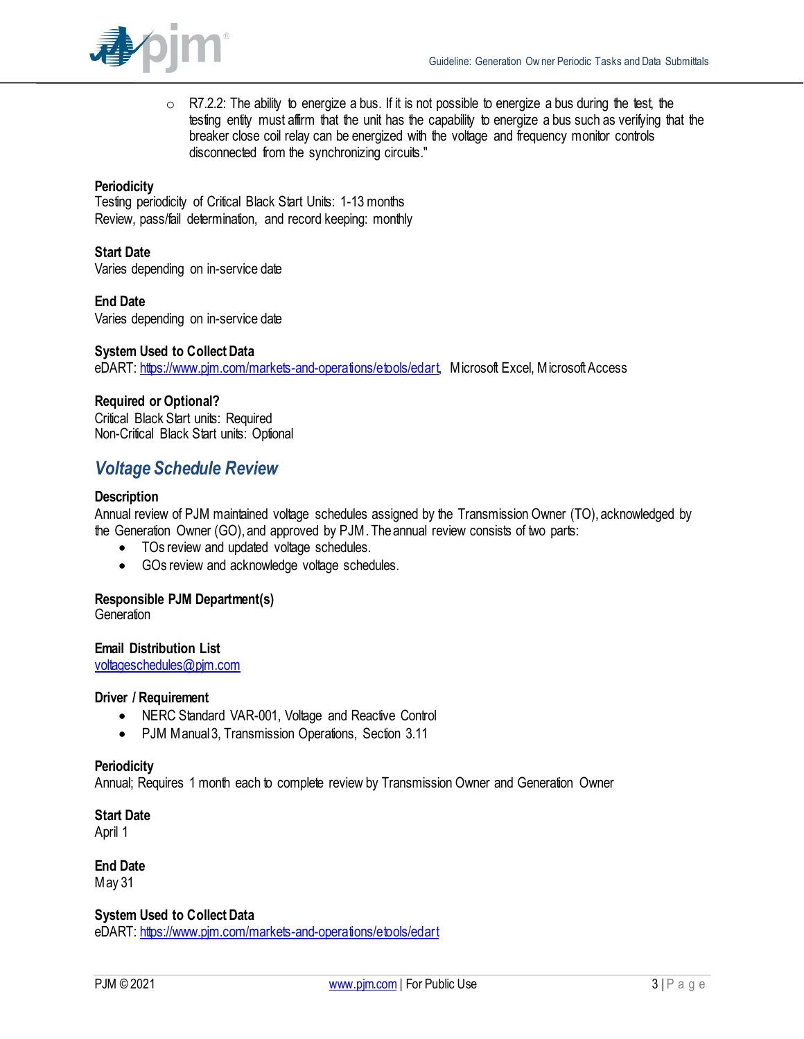- R7.2.2: The ability to energize a bus. If it is not possible to energize a bus during the test, the testing entity must affirm that the unit has the capability to energize a bus such as verifying that the breaker close coil relay can be energized with the voltage and frequency monitor controls disconnected from the synchronizing circuits."

**Periodicity**
Testing periodicity of Critical Black Start Units: 1-13 months
Review, pass/fail determination, and record keeping: monthly

**Start Date**
Varies depending on in-service date

**End Date**
Varies depending on in-service date

**System Used to Collect Data**
eDART: https://www.pjm.com/markets-and-operations/etools/edart, Microsoft Excel, Microsoft Access

**Required or Optional?**
Critical Black Start units: Required
Non-Critical Black Start units: Optional

## *Voltage Schedule Review*

**Description**
Annual review of PJM maintained voltage schedules assigned by the Transmission Owner (TO), acknowledged by the Generation Owner (GO), and approved by PJM. The annual review consists of two parts:

- TOs review and updated voltage schedules.
- GOs review and acknowledge voltage schedules.

**Responsible PJM Department(s)**
Generation

**Email Distribution List**
voltageschedules@pjm.com

**Driver / Requirement**

- NERC Standard VAR-001, Voltage and Reactive Control
- PJM Manual 3, Transmission Operations, Section 3.11

**Periodicity**
Annual; Requires 1 month each to complete review by Transmission Owner and Generation Owner

**Start Date**
April 1

**End Date**
May 31

**System Used to Collect Data**
eDART: https://www.pjm.com/markets-and-operations/etools/edart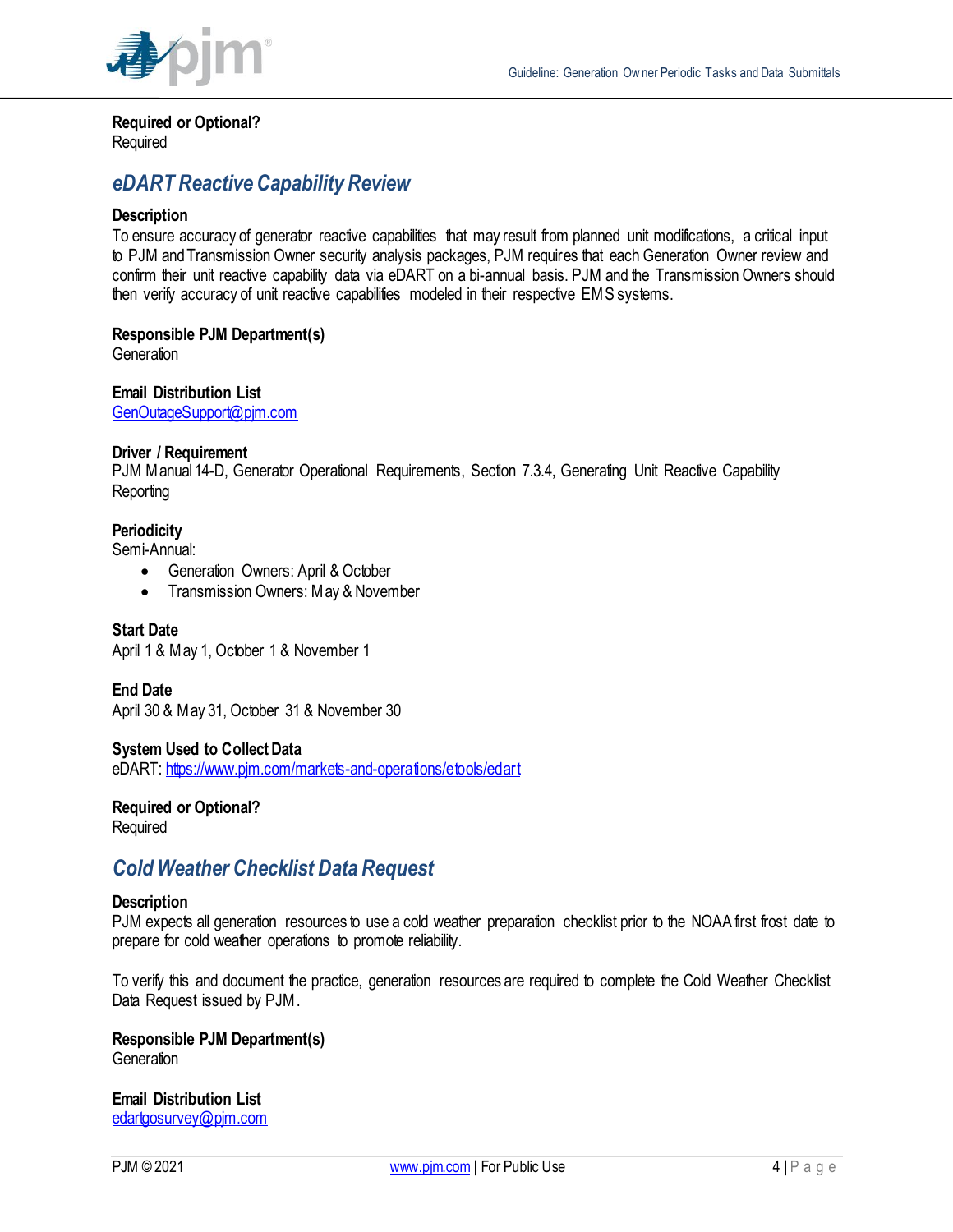**Required or Optional?**
Required

## eDART Reactive Capability Review

**Description**
To ensure accuracy of generator reactive capabilities that may result from planned unit modifications, a critical input to PJM and Transmission Owner security analysis packages, PJM requires that each Generation Owner review and confirm their unit reactive capability data via eDART on a bi-annual basis. PJM and the Transmission Owners should then verify accuracy of unit reactive capabilities modeled in their respective EMS systems.

**Responsible PJM Department(s)**
Generation

**Email Distribution List**
[GenOutageSupport@pjm.com](mailto:GenOutageSupport@pjm.com)

**Driver / Requirement**
PJM Manual 14-D, Generator Operational Requirements, Section 7.3.4, Generating Unit Reactive Capability Reporting

**Periodicity**
Semi-Annual:

- Generation Owners: April & October
- Transmission Owners: May & November

**Start Date**
April 1 & May 1, October 1 & November 1

**End Date**
April 30 & May 31, October 31 & November 30

**System Used to Collect Data**
eDART: [https://www.pjm.com/markets-and-operations/etools/edart](https://www.pjm.com/markets-and-operations/etools/edart)

**Required or Optional?**
Required

## Cold Weather Checklist Data Request

**Description**
PJM expects all generation resources to use a cold weather preparation checklist prior to the NOAA first frost date to prepare for cold weather operations to promote reliability.

To verify this and document the practice, generation resources are required to complete the Cold Weather Checklist Data Request issued by PJM.

**Responsible PJM Department(s)**
Generation

**Email Distribution List**
[edartgosurvey@pjm.com](mailto:edartgosurvey@pjm.com)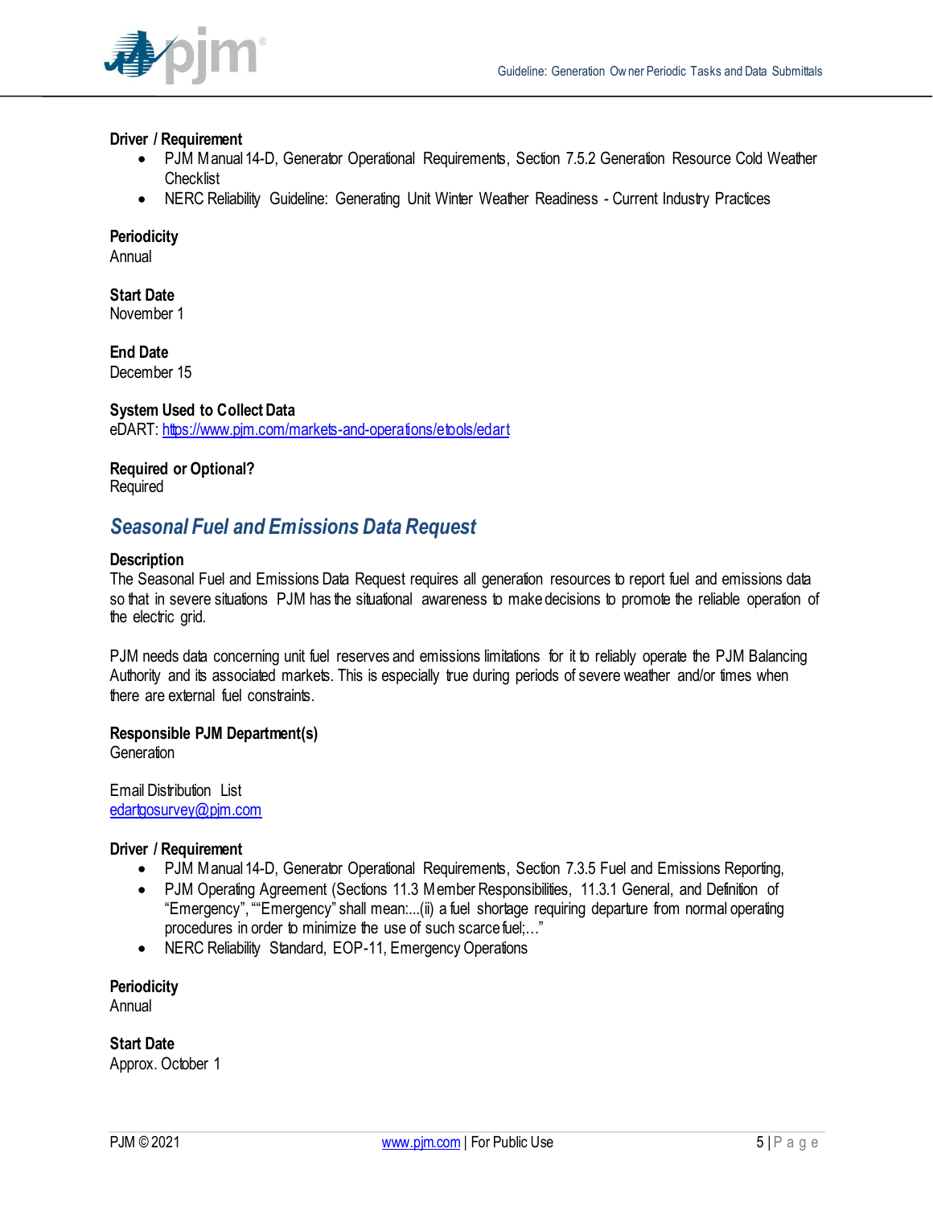**Driver / Requirement**

- PJM Manual 14-D, Generator Operational Requirements, Section 7.5.2 Generation Resource Cold Weather Checklist
- NERC Reliability Guideline: Generating Unit Winter Weather Readiness - Current Industry Practices

**Periodicity**
Annual

**Start Date**
November 1

**End Date**
December 15

**System Used to Collect Data**
eDART: https://www.pjm.com/markets-and-operations/etools/edart

**Required or Optional?**
Required

## *Seasonal Fuel and Emissions Data Request*

**Description**
The Seasonal Fuel and Emissions Data Request requires all generation resources to report fuel and emissions data so that in severe situations PJM has the situational awareness to make decisions to promote the reliable operation of the electric grid.

PJM needs data concerning unit fuel reserves and emissions limitations for it to reliably operate the PJM Balancing Authority and its associated markets. This is especially true during periods of severe weather and/or times when there are external fuel constraints.

**Responsible PJM Department(s)**
Generation

Email Distribution List
edartgosurvey@pjm.com

**Driver / Requirement**

- PJM Manual 14-D, Generator Operational Requirements, Section 7.3.5 Fuel and Emissions Reporting,
- PJM Operating Agreement (Sections 11.3 Member Responsibilities, 11.3.1 General, and Definition of "Emergency", ""Emergency" shall mean:...(ii) a fuel shortage requiring departure from normal operating procedures in order to minimize the use of such scarce fuel;..."
- NERC Reliability Standard, EOP-11, Emergency Operations

**Periodicity**
Annual

**Start Date**
Approx. October 1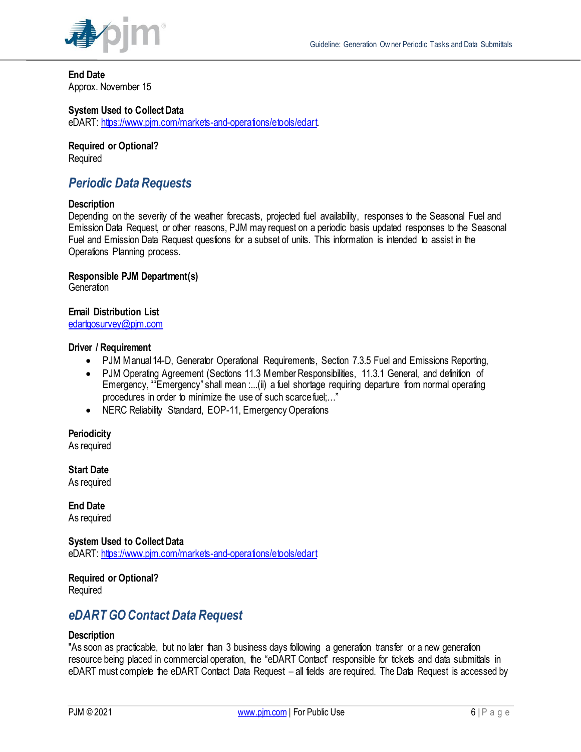**End Date**
Approx. November 15

**System Used to Collect Data**
eDART: https://www.pjm.com/markets-and-operations/etools/edart.

**Required or Optional?**
Required

## *Periodic Data Requests*

**Description**
Depending on the severity of the weather forecasts, projected fuel availability, responses to the Seasonal Fuel and Emission Data Request, or other reasons, PJM may request on a periodic basis updated responses to the Seasonal Fuel and Emission Data Request questions for a subset of units. This information is intended to assist in the Operations Planning process.

**Responsible PJM Department(s)**
Generation

**Email Distribution List**
edartgosurvey@pjm.com

**Driver / Requirement**

- PJM Manual 14-D, Generator Operational Requirements, Section 7.3.5 Fuel and Emissions Reporting,
- PJM Operating Agreement (Sections 11.3 Member Responsibilities, 11.3.1 General, and definition of Emergency, ""Emergency" shall mean :...(ii) a fuel shortage requiring departure from normal operating procedures in order to minimize the use of such scarce fuel;…"
- NERC Reliability Standard, EOP-11, Emergency Operations

**Periodicity**
As required

**Start Date**
As required

**End Date**
As required

**System Used to Collect Data**
eDART: https://www.pjm.com/markets-and-operations/etools/edart

**Required or Optional?**
Required

## *eDART GO Contact Data Request*

**Description**
"As soon as practicable, but no later than 3 business days following a generation transfer or a new generation resource being placed in commercial operation, the "eDART Contact" responsible for tickets and data submittals in eDART must complete the eDART Contact Data Request – all fields are required. The Data Request is accessed by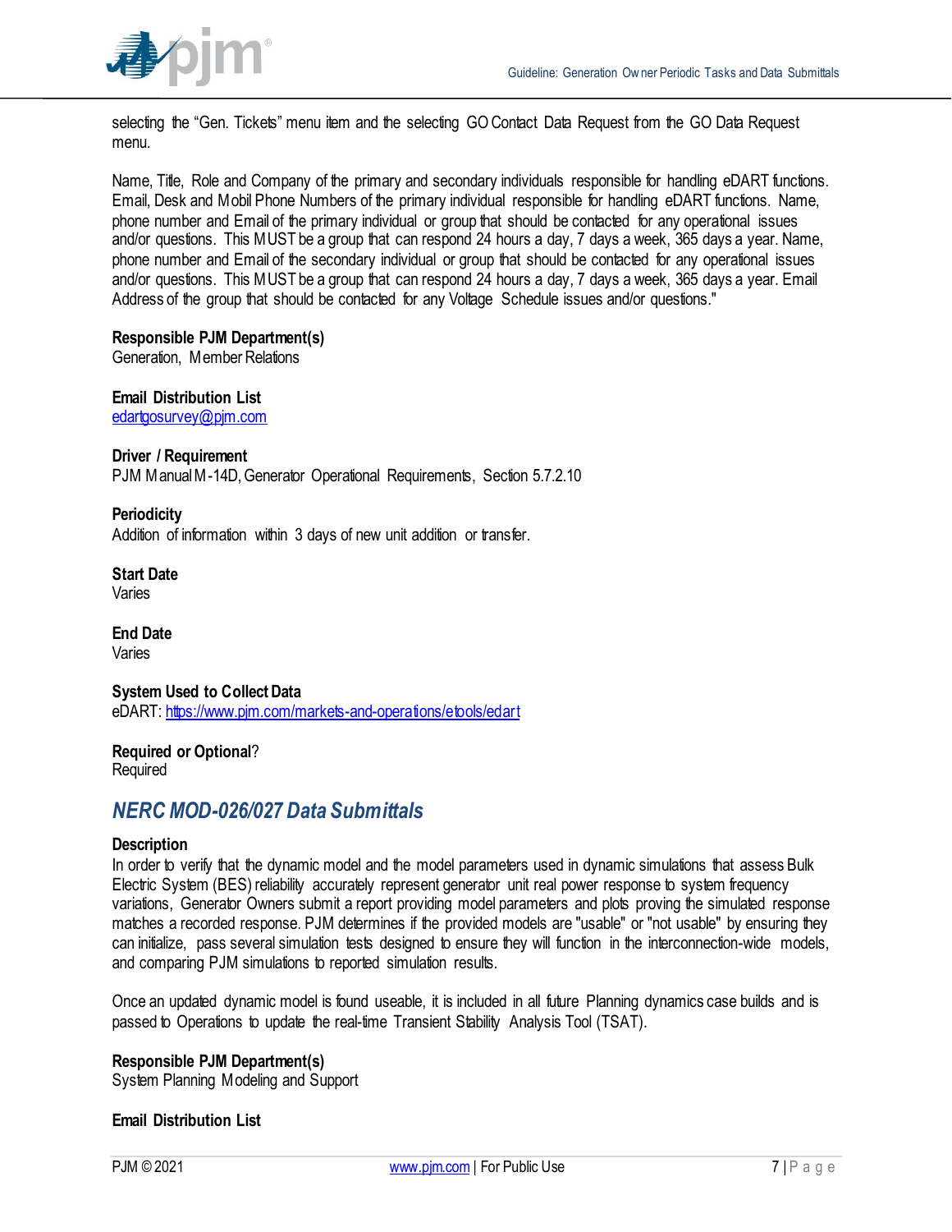selecting the "Gen. Tickets" menu item and the selecting GO Contact Data Request from the GO Data Request menu.

Name, Title, Role and Company of the primary and secondary individuals responsible for handling eDART functions. Email, Desk and Mobil Phone Numbers of the primary individual responsible for handling eDART functions. Name, phone number and Email of the primary individual or group that should be contacted for any operational issues and/or questions. This MUST be a group that can respond 24 hours a day, 7 days a week, 365 days a year. Name, phone number and Email of the secondary individual or group that should be contacted for any operational issues and/or questions. This MUST be a group that can respond 24 hours a day, 7 days a week, 365 days a year. Email Address of the group that should be contacted for any Voltage Schedule issues and/or questions."

**Responsible PJM Department(s)**
Generation, Member Relations

**Email Distribution List**
edartgosurvey@pjm.com

**Driver / Requirement**
PJM Manual M-14D, Generator Operational Requirements, Section 5.7.2.10

**Periodicity**
Addition of information within 3 days of new unit addition or transfer.

**Start Date**
Varies

**End Date**
Varies

**System Used to Collect Data**
eDART: https://www.pjm.com/markets-and-operations/etools/edart

**Required or Optional**?
Required

## NERC MOD-026/027 Data Submittals

**Description**
In order to verify that the dynamic model and the model parameters used in dynamic simulations that assess Bulk Electric System (BES) reliability accurately represent generator unit real power response to system frequency variations, Generator Owners submit a report providing model parameters and plots proving the simulated response matches a recorded response. PJM determines if the provided models are "usable" or "not usable" by ensuring they can initialize, pass several simulation tests designed to ensure they will function in the interconnection-wide models, and comparing PJM simulations to reported simulation results.

Once an updated dynamic model is found useable, it is included in all future Planning dynamics case builds and is passed to Operations to update the real-time Transient Stability Analysis Tool (TSAT).

**Responsible PJM Department(s)**
System Planning Modeling and Support

**Email Distribution List**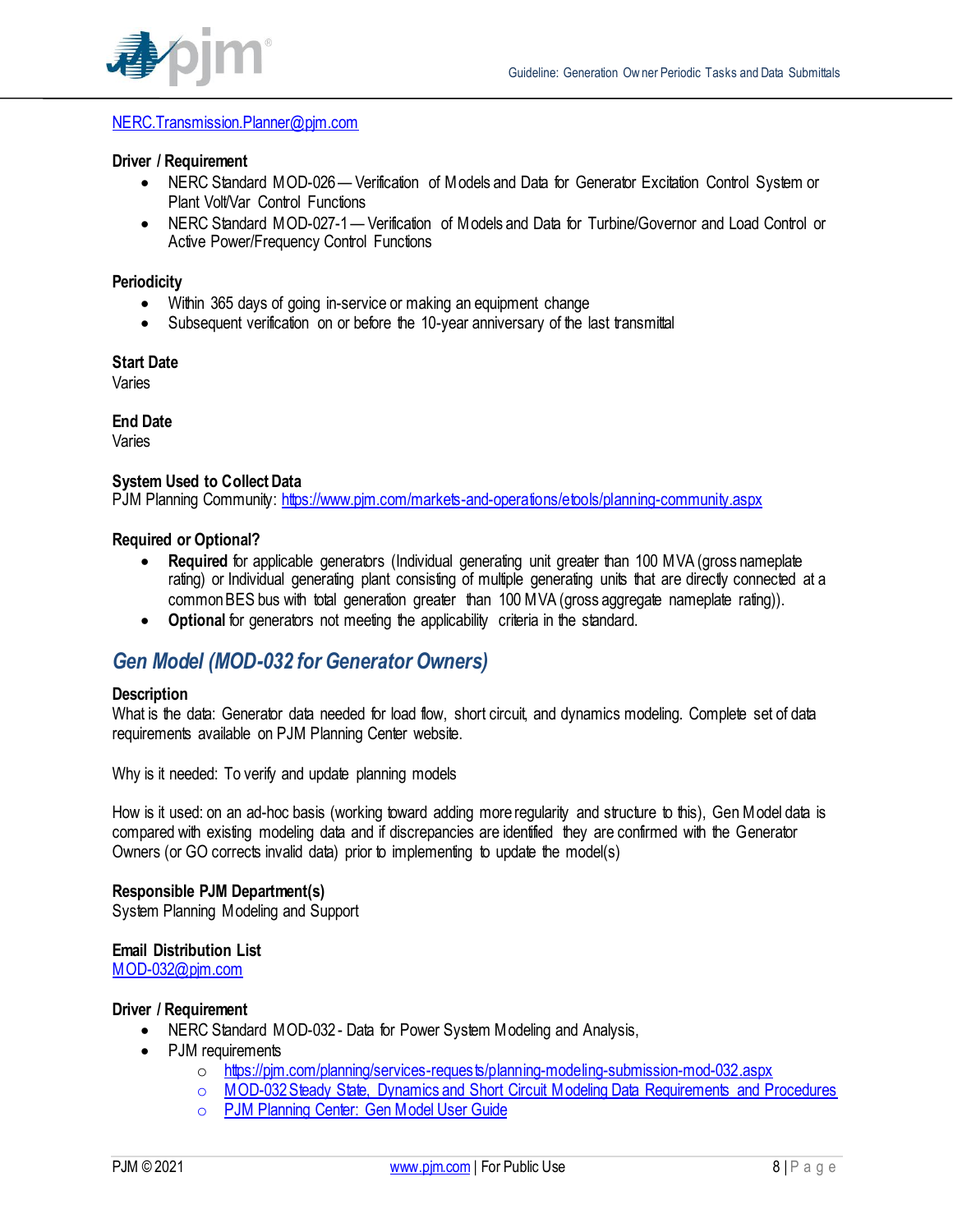NERC.Transmission.Planner@pjm.com

**Driver / Requirement**

- NERC Standard MOD-026 — Verification of Models and Data for Generator Excitation Control System or Plant Volt/Var Control Functions
- NERC Standard MOD-027-1 — Verification of Models and Data for Turbine/Governor and Load Control or Active Power/Frequency Control Functions

**Periodicity**

- Within 365 days of going in-service or making an equipment change
- Subsequent verification on or before the 10-year anniversary of the last transmittal

**Start Date**
Varies

**End Date**
Varies

**System Used to Collect Data**
PJM Planning Community: https://www.pjm.com/markets-and-operations/etools/planning-community.aspx

**Required or Optional?**

- **Required** for applicable generators (Individual generating unit greater than 100 MVA (gross nameplate rating) or Individual generating plant consisting of multiple generating units that are directly connected at a common BES bus with total generation greater than 100 MVA (gross aggregate nameplate rating)).
- **Optional** for generators not meeting the applicability criteria in the standard.

## *Gen Model (MOD-032 for Generator Owners)*

**Description**
What is the data: Generator data needed for load flow, short circuit, and dynamics modeling. Complete set of data requirements available on PJM Planning Center website.

Why is it needed: To verify and update planning models

How is it used: on an ad-hoc basis (working toward adding more regularity and structure to this), Gen Model data is compared with existing modeling data and if discrepancies are identified they are confirmed with the Generator Owners (or GO corrects invalid data) prior to implementing to update the model(s)

**Responsible PJM Department(s)**
System Planning Modeling and Support

**Email Distribution List**
MOD-032@pjm.com

**Driver / Requirement**

- NERC Standard MOD-032 - Data for Power System Modeling and Analysis,
- PJM requirements
  - https://pjm.com/planning/services-requests/planning-modeling-submission-mod-032.aspx
  - MOD-032 Steady State, Dynamics and Short Circuit Modeling Data Requirements and Procedures
  - PJM Planning Center: Gen Model User Guide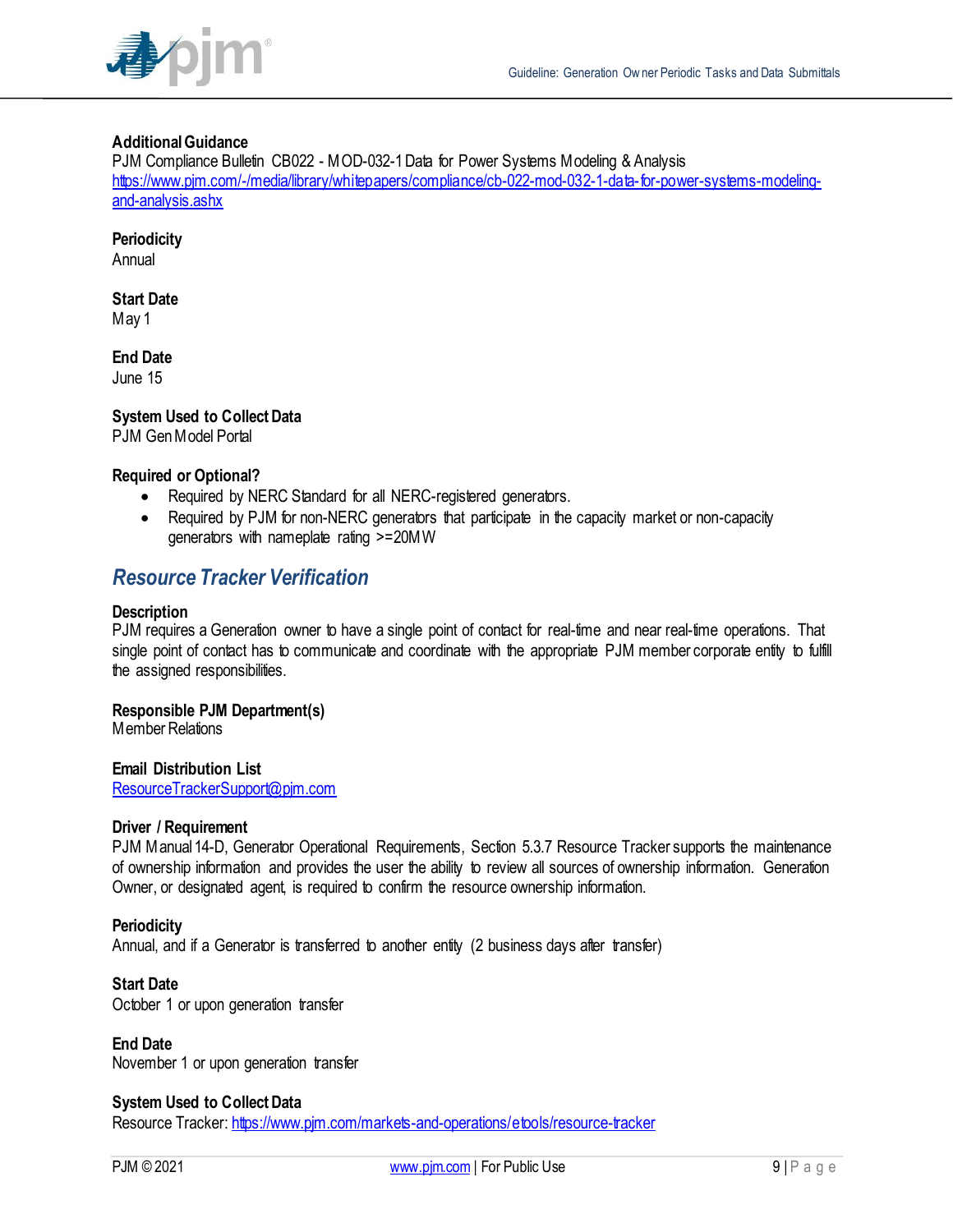**Additional Guidance**

PJM Compliance Bulletin CB022 - MOD-032-1 Data for Power Systems Modeling & Analysis
https://www.pjm.com/-/media/library/whitepapers/compliance/cb-022-mod-032-1-data-for-power-systems-modeling-and-analysis.ashx

**Periodicity**

Annual

**Start Date**

May 1

**End Date**

June 15

**System Used to Collect Data**

PJM Gen Model Portal

**Required or Optional?**

- Required by NERC Standard for all NERC-registered generators.
- Required by PJM for non-NERC generators that participate in the capacity market or non-capacity generators with nameplate rating >=20MW

## *Resource Tracker Verification*

**Description**

PJM requires a Generation owner to have a single point of contact for real-time and near real-time operations. That single point of contact has to communicate and coordinate with the appropriate PJM member corporate entity to fulfill the assigned responsibilities.

**Responsible PJM Department(s)**

Member Relations

**Email Distribution List**

ResourceTrackerSupport@pjm.com

**Driver / Requirement**

PJM Manual 14-D, Generator Operational Requirements, Section 5.3.7 Resource Tracker supports the maintenance of ownership information and provides the user the ability to review all sources of ownership information. Generation Owner, or designated agent, is required to confirm the resource ownership information.

**Periodicity**

Annual, and if a Generator is transferred to another entity (2 business days after transfer)

**Start Date**

October 1 or upon generation transfer

**End Date**

November 1 or upon generation transfer

**System Used to Collect Data**

Resource Tracker: https://www.pjm.com/markets-and-operations/etools/resource-tracker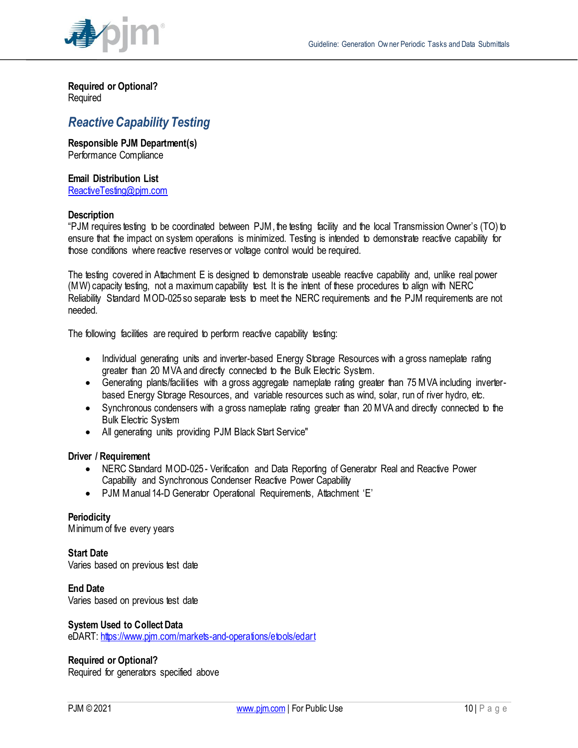**Required or Optional?**
Required

## Reactive Capability Testing

**Responsible PJM Department(s)**
Performance Compliance

**Email Distribution List**
ReactiveTesting@pjm.com

**Description**
"PJM requires testing to be coordinated between PJM, the testing facility and the local Transmission Owner's (TO) to ensure that the impact on system operations is minimized. Testing is intended to demonstrate reactive capability for those conditions where reactive reserves or voltage control would be required.

The testing covered in Attachment E is designed to demonstrate useable reactive capability and, unlike real power (MW) capacity testing, not a maximum capability test. It is the intent of these procedures to align with NERC Reliability Standard MOD-025 so separate tests to meet the NERC requirements and the PJM requirements are not needed.

The following facilities are required to perform reactive capability testing:

- Individual generating units and inverter-based Energy Storage Resources with a gross nameplate rating greater than 20 MVA and directly connected to the Bulk Electric System.
- Generating plants/facilities with a gross aggregate nameplate rating greater than 75 MVA including inverter-based Energy Storage Resources, and variable resources such as wind, solar, run of river hydro, etc.
- Synchronous condensers with a gross nameplate rating greater than 20 MVA and directly connected to the Bulk Electric System
- All generating units providing PJM Black Start Service"

**Driver / Requirement**

- NERC Standard MOD-025 - Verification and Data Reporting of Generator Real and Reactive Power Capability and Synchronous Condenser Reactive Power Capability
- PJM Manual 14-D Generator Operational Requirements, Attachment 'E'

**Periodicity**
Minimum of five every years

**Start Date**
Varies based on previous test date

**End Date**
Varies based on previous test date

**System Used to Collect Data**
eDART: https://www.pjm.com/markets-and-operations/etools/edart

**Required or Optional?**
Required for generators specified above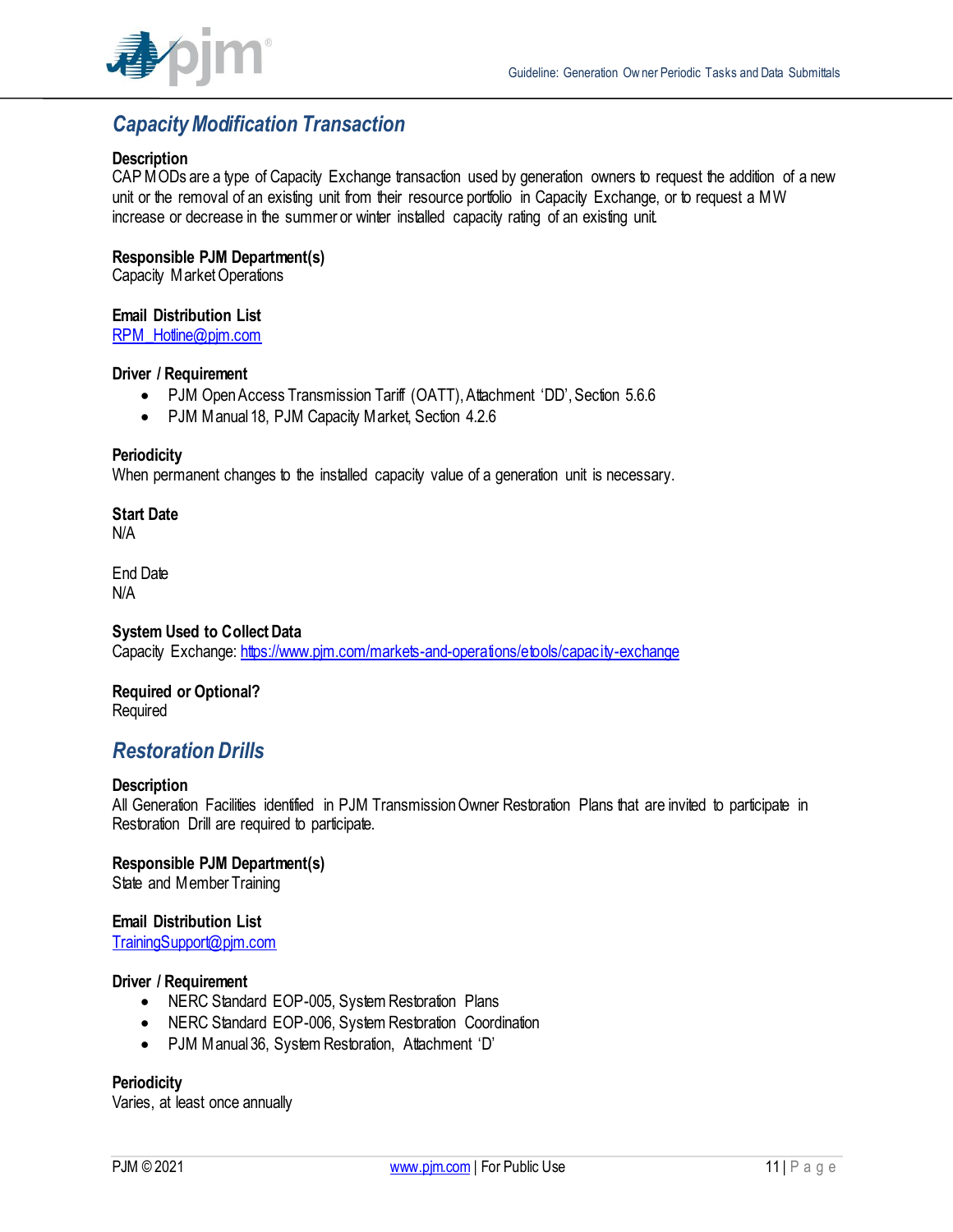## Capacity Modification Transaction

**Description**
CAP MODs are a type of Capacity Exchange transaction used by generation owners to request the addition of a new unit or the removal of an existing unit from their resource portfolio in Capacity Exchange, or to request a MW increase or decrease in the summer or winter installed capacity rating of an existing unit.

**Responsible PJM Department(s)**
Capacity Market Operations

**Email Distribution List**
RPM_Hotline@pjm.com

**Driver / Requirement**

- PJM Open Access Transmission Tariff (OATT), Attachment 'DD', Section 5.6.6
- PJM Manual 18, PJM Capacity Market, Section 4.2.6

**Periodicity**
When permanent changes to the installed capacity value of a generation unit is necessary.

**Start Date**
N/A

End Date
N/A

**System Used to Collect Data**
Capacity Exchange: https://www.pjm.com/markets-and-operations/etools/capacity-exchange

**Required or Optional?**
Required

## Restoration Drills

**Description**
All Generation Facilities identified in PJM Transmission Owner Restoration Plans that are invited to participate in Restoration Drill are required to participate.

**Responsible PJM Department(s)**
State and Member Training

**Email Distribution List**
TrainingSupport@pjm.com

**Driver / Requirement**

- NERC Standard EOP-005, System Restoration Plans
- NERC Standard EOP-006, System Restoration Coordination
- PJM Manual 36, System Restoration, Attachment 'D'

**Periodicity**
Varies, at least once annually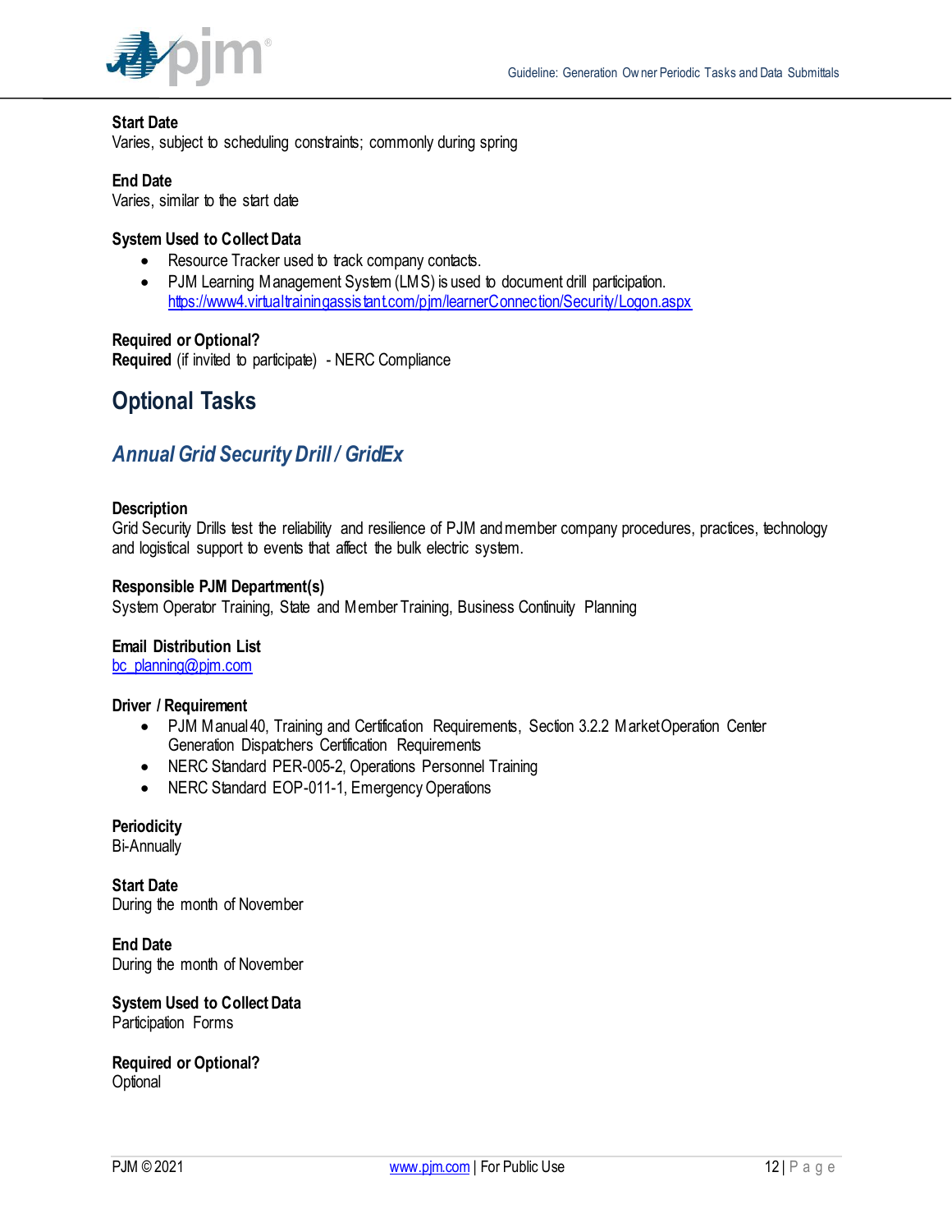**Start Date**
Varies, subject to scheduling constraints; commonly during spring

**End Date**
Varies, similar to the start date

**System Used to Collect Data**

- Resource Tracker used to track company contacts.
- PJM Learning Management System (LMS) is used to document drill participation. https://www4.virtualtrainingassistant.com/pjm/learnerConnection/Security/Logon.aspx

**Required or Optional?**
**Required** (if invited to participate) - NERC Compliance

# Optional Tasks

## *Annual Grid Security Drill / GridEx*

**Description**
Grid Security Drills test the reliability and resilience of PJM and member company procedures, practices, technology and logistical support to events that affect the bulk electric system.

**Responsible PJM Department(s)**
System Operator Training, State and Member Training, Business Continuity Planning

**Email Distribution List**
bc_planning@pjm.com

**Driver / Requirement**

- PJM Manual 40, Training and Certification Requirements, Section 3.2.2 Market Operation Center Generation Dispatchers Certification Requirements
- NERC Standard PER-005-2, Operations Personnel Training
- NERC Standard EOP-011-1, Emergency Operations

**Periodicity**
Bi-Annually

**Start Date**
During the month of November

**End Date**
During the month of November

**System Used to Collect Data**
Participation Forms

**Required or Optional?**
Optional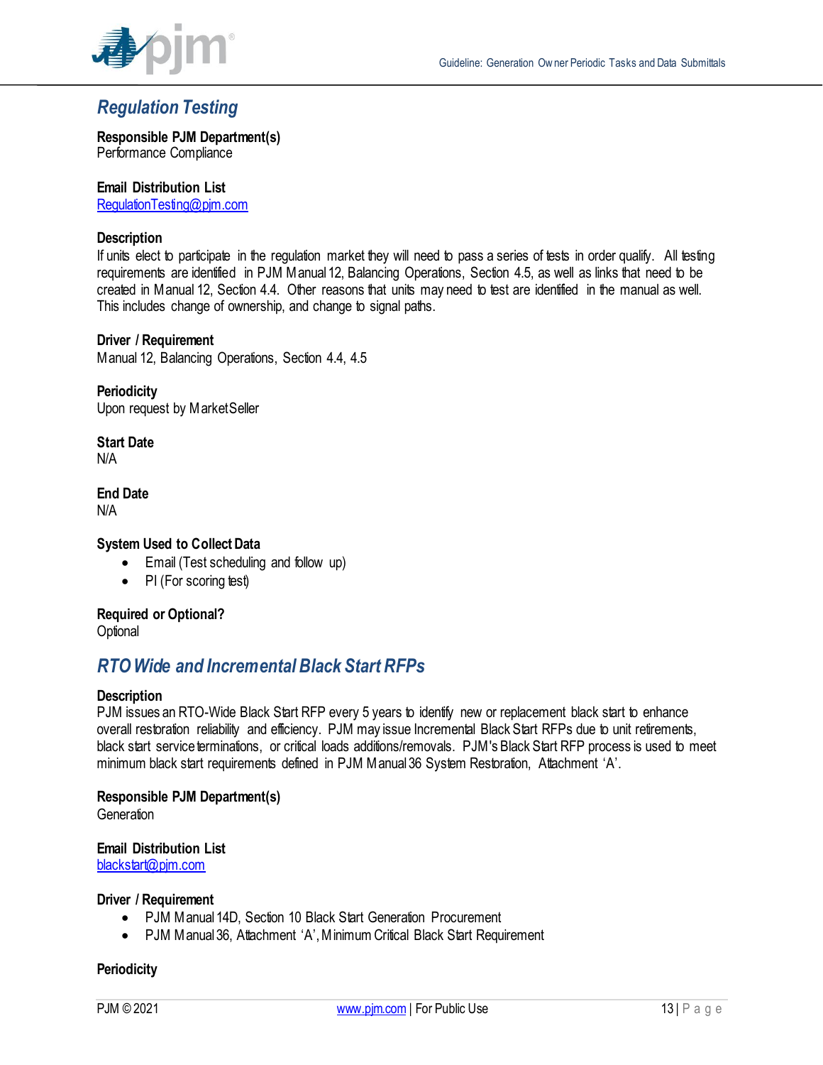## Regulation Testing

**Responsible PJM Department(s)**
Performance Compliance

**Email Distribution List**
[RegulationTesting@pjm.com](mailto:RegulationTesting@pjm.com)

**Description**
If units elect to participate in the regulation market they will need to pass a series of tests in order qualify. All testing requirements are identified in PJM Manual 12, Balancing Operations, Section 4.5, as well as links that need to be created in Manual 12, Section 4.4. Other reasons that units may need to test are identified in the manual as well. This includes change of ownership, and change to signal paths.

**Driver / Requirement**
Manual 12, Balancing Operations, Section 4.4, 4.5

**Periodicity**
Upon request by MarketSeller

**Start Date**
N/A

**End Date**
N/A

**System Used to Collect Data**

- Email (Test scheduling and follow up)
- PI (For scoring test)

**Required or Optional?**
Optional

## RTO Wide and Incremental Black Start RFPs

**Description**
PJM issues an RTO-Wide Black Start RFP every 5 years to identify new or replacement black start to enhance overall restoration reliability and efficiency. PJM may issue Incremental Black Start RFPs due to unit retirements, black start service terminations, or critical loads additions/removals. PJM's Black Start RFP process is used to meet minimum black start requirements defined in PJM Manual 36 System Restoration, Attachment 'A'.

**Responsible PJM Department(s)**
Generation

**Email Distribution List**
[blackstart@pjm.com](mailto:blackstart@pjm.com)

**Driver / Requirement**

- PJM Manual 14D, Section 10 Black Start Generation Procurement
- PJM Manual 36, Attachment 'A', Minimum Critical Black Start Requirement

**Periodicity**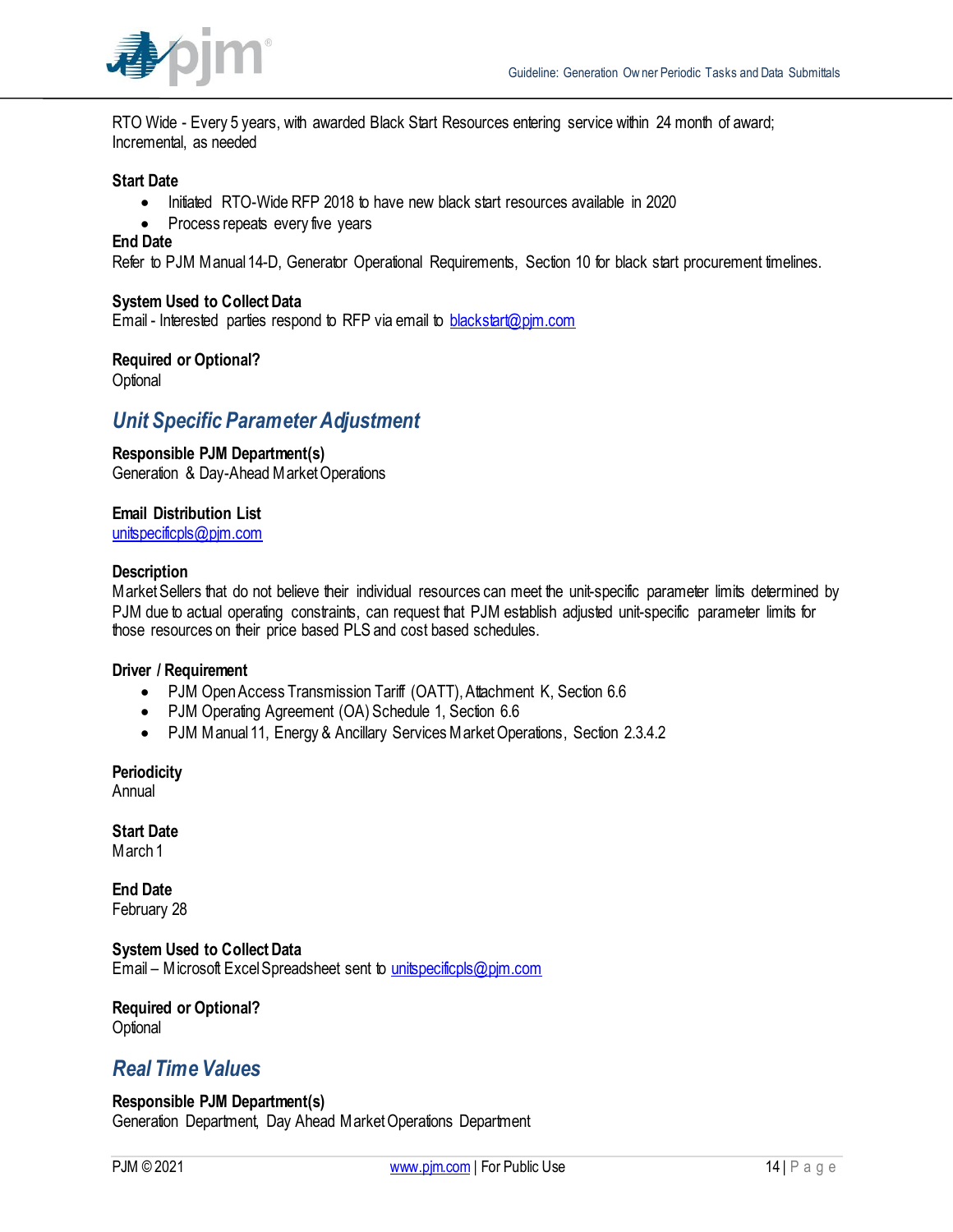RTO Wide - Every 5 years, with awarded Black Start Resources entering service within 24 month of award; Incremental, as needed

**Start Date**

- Initiated RTO-Wide RFP 2018 to have new black start resources available in 2020
- Process repeats every five years

**End Date**

Refer to PJM Manual 14-D, Generator Operational Requirements, Section 10 for black start procurement timelines.

**System Used to Collect Data**

Email - Interested parties respond to RFP via email to blackstart@pjm.com

**Required or Optional?**

Optional

## *Unit Specific Parameter Adjustment*

**Responsible PJM Department(s)**

Generation & Day-Ahead Market Operations

**Email Distribution List**

unitspecificpls@pjm.com

**Description**

Market Sellers that do not believe their individual resources can meet the unit-specific parameter limits determined by PJM due to actual operating constraints, can request that PJM establish adjusted unit-specific parameter limits for those resources on their price based PLS and cost based schedules.

**Driver / Requirement**

- PJM Open Access Transmission Tariff (OATT), Attachment K, Section 6.6
- PJM Operating Agreement (OA) Schedule 1, Section 6.6
- PJM Manual 11, Energy & Ancillary Services Market Operations, Section 2.3.4.2

**Periodicity**

Annual

**Start Date**

March 1

**End Date**

February 28

**System Used to Collect Data**

Email – Microsoft Excel Spreadsheet sent to unitspecificpls@pjm.com

**Required or Optional?**

Optional

## *Real Time Values*

**Responsible PJM Department(s)**

Generation Department, Day Ahead Market Operations Department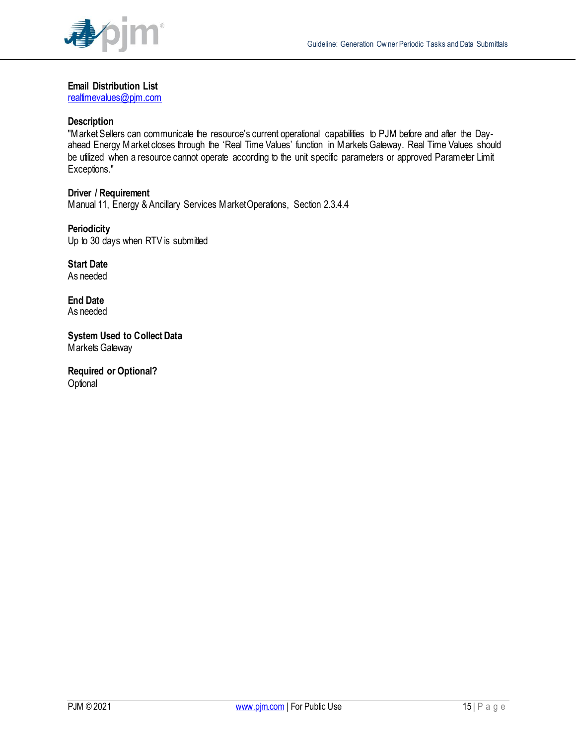**Email Distribution List**
realtimevalues@pjm.com

**Description**
"Market Sellers can communicate the resource's current operational capabilities to PJM before and after the Day-ahead Energy Market closes through the 'Real Time Values' function in Markets Gateway. Real Time Values should be utilized when a resource cannot operate according to the unit specific parameters or approved Parameter Limit Exceptions."

**Driver / Requirement**
Manual 11, Energy & Ancillary Services Market Operations, Section 2.3.4.4

**Periodicity**
Up to 30 days when RTV is submitted

**Start Date**
As needed

**End Date**
As needed

**System Used to Collect Data**
Markets Gateway

**Required or Optional?**
Optional